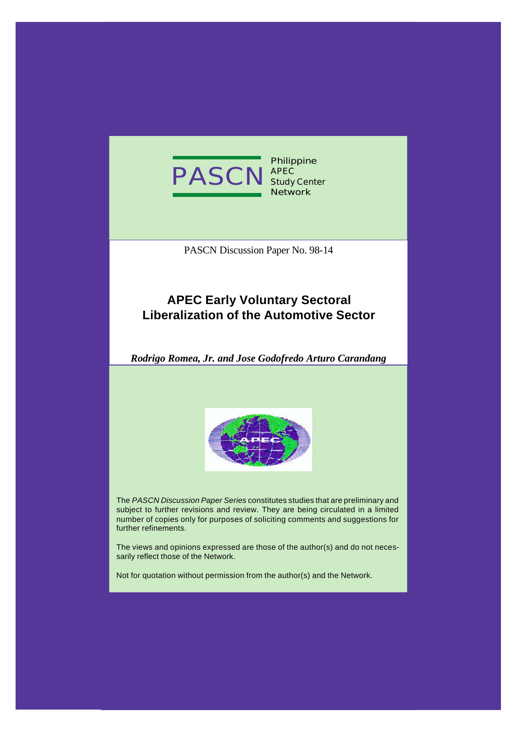PASCN
Philippine APEC Study Center Network

PASCN Discussion Paper No. 98-14

# APEC Early Voluntary Sectoral Liberalization of the Automotive Sector

***Rodrigo Romea, Jr. and Jose Godofredo Arturo Carandang***

The *PASCN Discussion Paper Series* constitutes studies that are preliminary and subject to further revisions and review. They are being circulated in a limited number of copies only for purposes of soliciting comments and suggestions for further refinements.

The views and opinions expressed are those of the author(s) and do not necessarily reflect those of the Network.

Not for quotation without permission from the author(s) and the Network.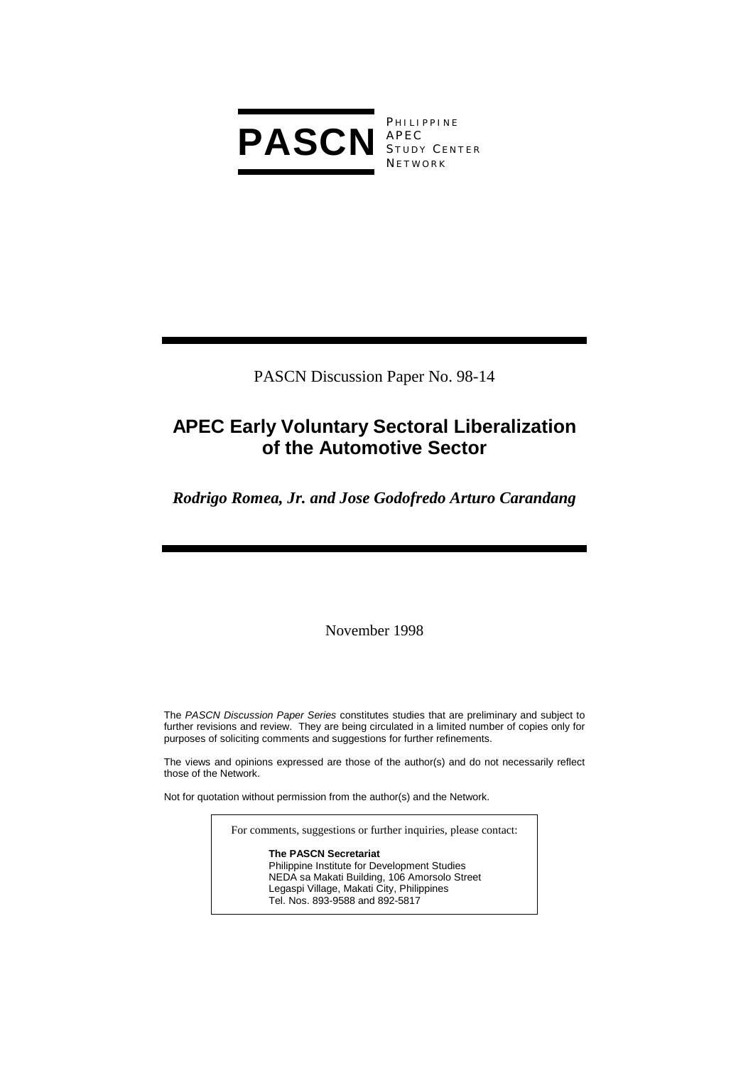**PASCN** PHILIPPINE APEC STUDY CENTER NETWORK

PASCN Discussion Paper No. 98-14

# APEC Early Voluntary Sectoral Liberalization of the Automotive Sector

***Rodrigo Romea, Jr. and Jose Godofredo Arturo Carandang***

November 1998

The *PASCN Discussion Paper Series* constitutes studies that are preliminary and subject to further revisions and review. They are being circulated in a limited number of copies only for purposes of soliciting comments and suggestions for further refinements.

The views and opinions expressed are those of the author(s) and do not necessarily reflect those of the Network.

Not for quotation without permission from the author(s) and the Network.

For comments, suggestions or further inquiries, please contact:

**The PASCN Secretariat**
Philippine Institute for Development Studies
NEDA sa Makati Building, 106 Amorsolo Street
Legaspi Village, Makati City, Philippines
Tel. Nos. 893-9588 and 892-5817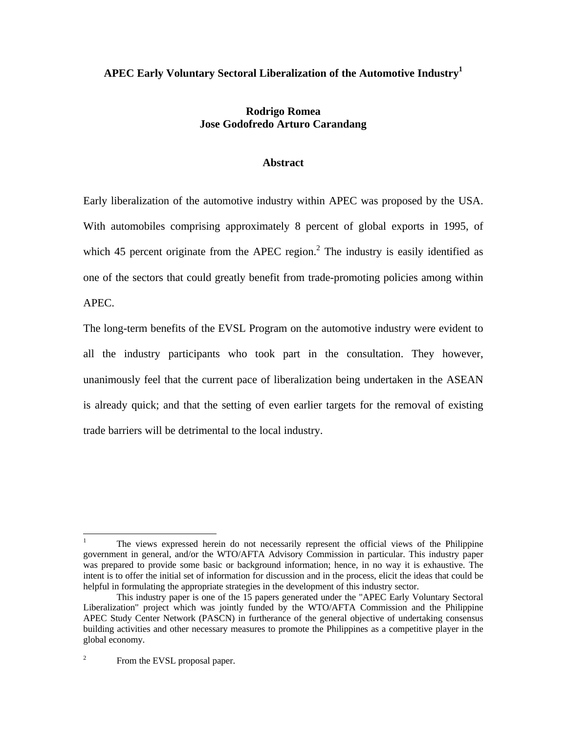# APEC Early Voluntary Sectoral Liberalization of the Automotive Industry[1]

**Rodrigo Romea**
**Jose Godofredo Arturo Carandang**

## Abstract

Early liberalization of the automotive industry within APEC was proposed by the USA. With automobiles comprising approximately 8 percent of global exports in 1995, of which 45 percent originate from the APEC region.[2] The industry is easily identified as one of the sectors that could greatly benefit from trade-promoting policies among within APEC.

The long-term benefits of the EVSL Program on the automotive industry were evident to all the industry participants who took part in the consultation. They however, unanimously feel that the current pace of liberalization being undertaken in the ASEAN is already quick; and that the setting of even earlier targets for the removal of existing trade barriers will be detrimental to the local industry.

---

[1] The views expressed herein do not necessarily represent the official views of the Philippine government in general, and/or the WTO/AFTA Advisory Commission in particular. This industry paper was prepared to provide some basic or background information; hence, in no way it is exhaustive. The intent is to offer the initial set of information for discussion and in the process, elicit the ideas that could be helpful in formulating the appropriate strategies in the development of this industry sector.

This industry paper is one of the 15 papers generated under the "APEC Early Voluntary Sectoral Liberalization" project which was jointly funded by the WTO/AFTA Commission and the Philippine APEC Study Center Network (PASCN) in furtherance of the general objective of undertaking consensus building activities and other necessary measures to promote the Philippines as a competitive player in the global economy.

[2] From the EVSL proposal paper.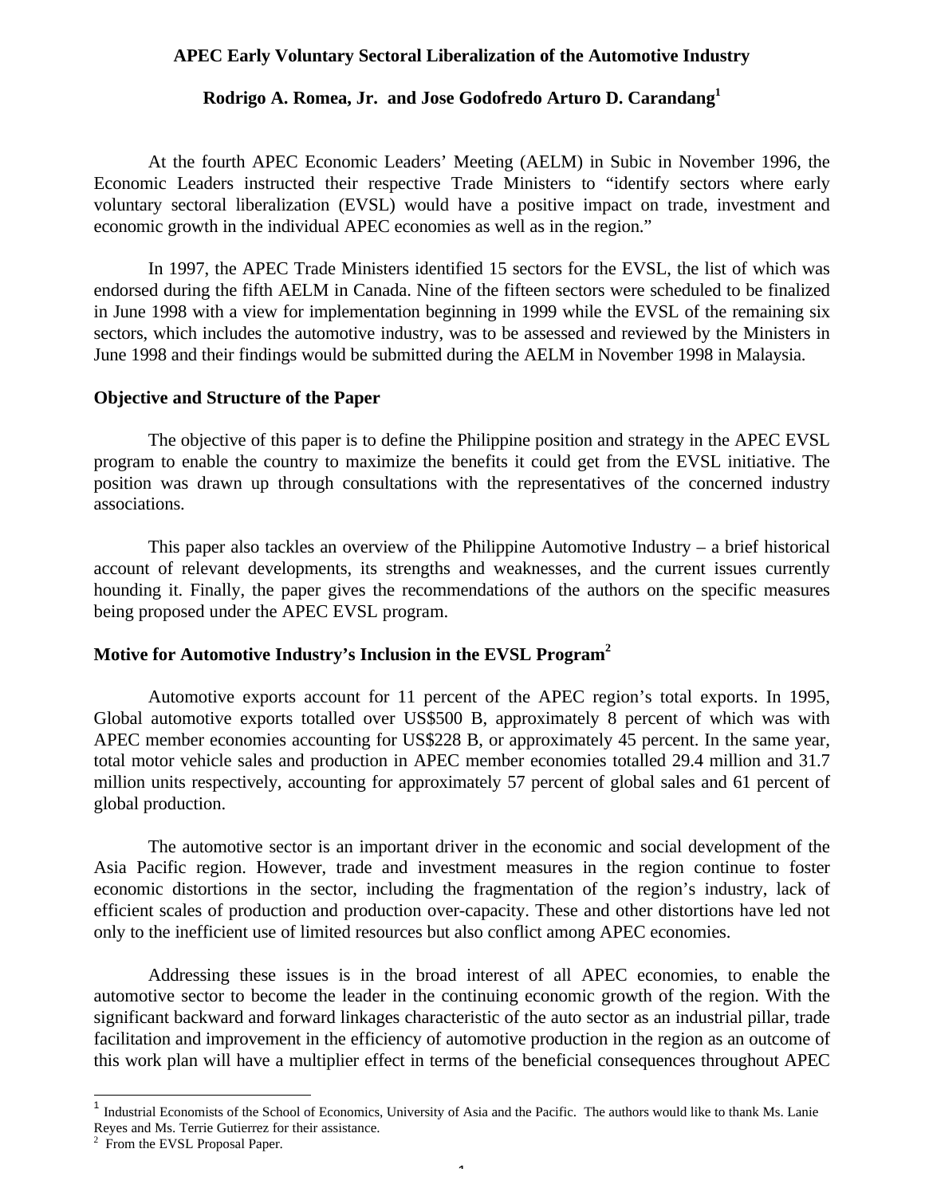**APEC Early Voluntary Sectoral Liberalization of the Automotive Industry**

**Rodrigo A. Romea, Jr. and Jose Godofredo Arturo D. Carandang[1]**

At the fourth APEC Economic Leaders' Meeting (AELM) in Subic in November 1996, the Economic Leaders instructed their respective Trade Ministers to "identify sectors where early voluntary sectoral liberalization (EVSL) would have a positive impact on trade, investment and economic growth in the individual APEC economies as well as in the region."

In 1997, the APEC Trade Ministers identified 15 sectors for the EVSL, the list of which was endorsed during the fifth AELM in Canada. Nine of the fifteen sectors were scheduled to be finalized in June 1998 with a view for implementation beginning in 1999 while the EVSL of the remaining six sectors, which includes the automotive industry, was to be assessed and reviewed by the Ministers in June 1998 and their findings would be submitted during the AELM in November 1998 in Malaysia.

## Objective and Structure of the Paper

The objective of this paper is to define the Philippine position and strategy in the APEC EVSL program to enable the country to maximize the benefits it could get from the EVSL initiative. The position was drawn up through consultations with the representatives of the concerned industry associations.

This paper also tackles an overview of the Philippine Automotive Industry – a brief historical account of relevant developments, its strengths and weaknesses, and the current issues currently hounding it. Finally, the paper gives the recommendations of the authors on the specific measures being proposed under the APEC EVSL program.

## Motive for Automotive Industry's Inclusion in the EVSL Program[2]

Automotive exports account for 11 percent of the APEC region's total exports. In 1995, Global automotive exports totalled over US$500 B, approximately 8 percent of which was with APEC member economies accounting for US$228 B, or approximately 45 percent. In the same year, total motor vehicle sales and production in APEC member economies totalled 29.4 million and 31.7 million units respectively, accounting for approximately 57 percent of global sales and 61 percent of global production.

The automotive sector is an important driver in the economic and social development of the Asia Pacific region. However, trade and investment measures in the region continue to foster economic distortions in the sector, including the fragmentation of the region's industry, lack of efficient scales of production and production over-capacity. These and other distortions have led not only to the inefficient use of limited resources but also conflict among APEC economies.

Addressing these issues is in the broad interest of all APEC economies, to enable the automotive sector to become the leader in the continuing economic growth of the region. With the significant backward and forward linkages characteristic of the auto sector as an industrial pillar, trade facilitation and improvement in the efficiency of automotive production in the region as an outcome of this work plan will have a multiplier effect in terms of the beneficial consequences throughout APEC

---

[1] Industrial Economists of the School of Economics, University of Asia and the Pacific. The authors would like to thank Ms. Lanie Reyes and Ms. Terrie Gutierrez for their assistance.

[2] From the EVSL Proposal Paper.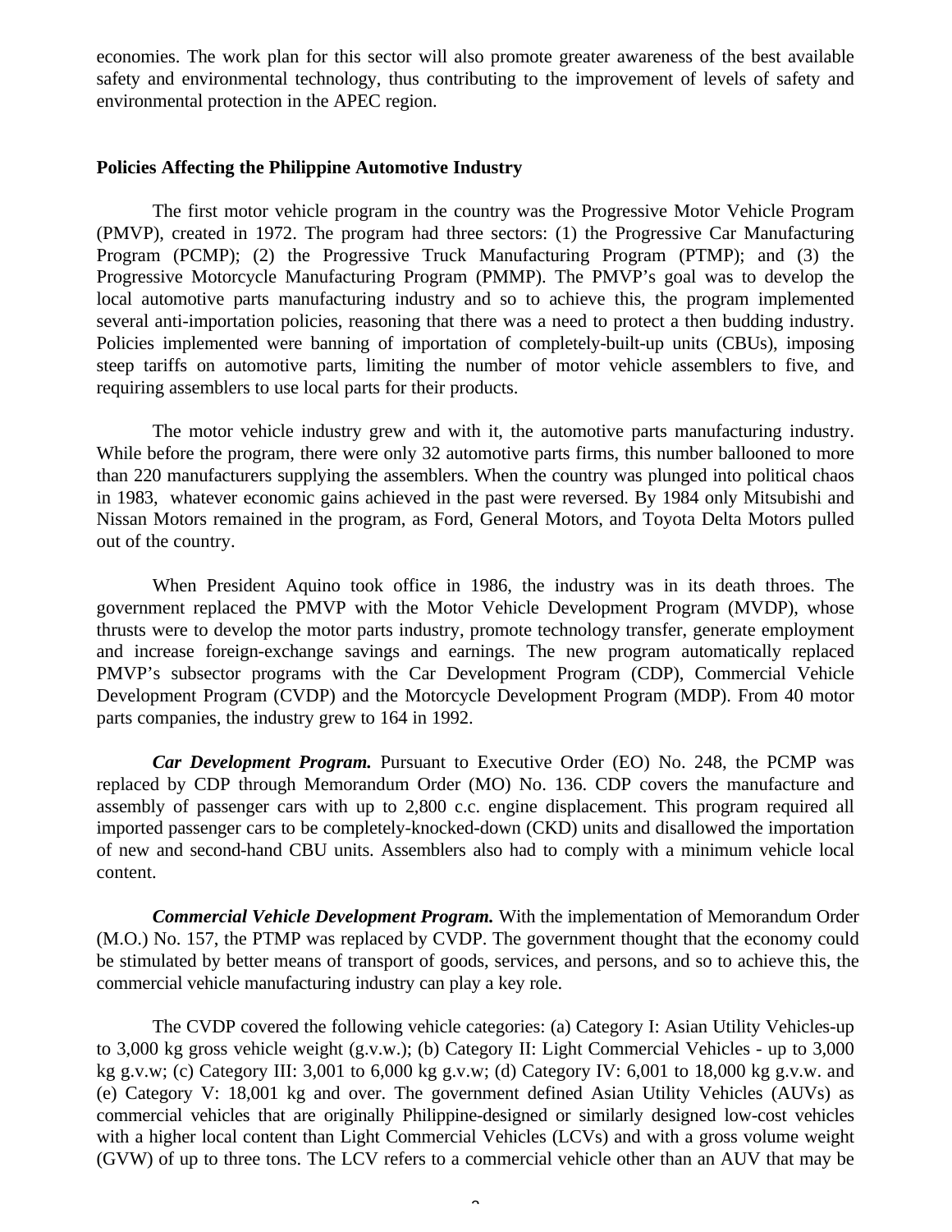economies. The work plan for this sector will also promote greater awareness of the best available safety and environmental technology, thus contributing to the improvement of levels of safety and environmental protection in the APEC region.

**Policies Affecting the Philippine Automotive Industry**

The first motor vehicle program in the country was the Progressive Motor Vehicle Program (PMVP), created in 1972. The program had three sectors: (1) the Progressive Car Manufacturing Program (PCMP); (2) the Progressive Truck Manufacturing Program (PTMP); and (3) the Progressive Motorcycle Manufacturing Program (PMMP). The PMVP's goal was to develop the local automotive parts manufacturing industry and so to achieve this, the program implemented several anti-importation policies, reasoning that there was a need to protect a then budding industry. Policies implemented were banning of importation of completely-built-up units (CBUs), imposing steep tariffs on automotive parts, limiting the number of motor vehicle assemblers to five, and requiring assemblers to use local parts for their products.

The motor vehicle industry grew and with it, the automotive parts manufacturing industry. While before the program, there were only 32 automotive parts firms, this number ballooned to more than 220 manufacturers supplying the assemblers. When the country was plunged into political chaos in 1983, whatever economic gains achieved in the past were reversed. By 1984 only Mitsubishi and Nissan Motors remained in the program, as Ford, General Motors, and Toyota Delta Motors pulled out of the country.

When President Aquino took office in 1986, the industry was in its death throes. The government replaced the PMVP with the Motor Vehicle Development Program (MVDP), whose thrusts were to develop the motor parts industry, promote technology transfer, generate employment and increase foreign-exchange savings and earnings. The new program automatically replaced PMVP's subsector programs with the Car Development Program (CDP), Commercial Vehicle Development Program (CVDP) and the Motorcycle Development Program (MDP). From 40 motor parts companies, the industry grew to 164 in 1992.

***Car Development Program.*** Pursuant to Executive Order (EO) No. 248, the PCMP was replaced by CDP through Memorandum Order (MO) No. 136. CDP covers the manufacture and assembly of passenger cars with up to 2,800 c.c. engine displacement. This program required all imported passenger cars to be completely-knocked-down (CKD) units and disallowed the importation of new and second-hand CBU units. Assemblers also had to comply with a minimum vehicle local content.

***Commercial Vehicle Development Program.*** With the implementation of Memorandum Order (M.O.) No. 157, the PTMP was replaced by CVDP. The government thought that the economy could be stimulated by better means of transport of goods, services, and persons, and so to achieve this, the commercial vehicle manufacturing industry can play a key role.

The CVDP covered the following vehicle categories: (a) Category I: Asian Utility Vehicles-up to 3,000 kg gross vehicle weight (g.v.w.); (b) Category II: Light Commercial Vehicles - up to 3,000 kg g.v.w; (c) Category III: 3,001 to 6,000 kg g.v.w; (d) Category IV: 6,001 to 18,000 kg g.v.w. and (e) Category V: 18,001 kg and over. The government defined Asian Utility Vehicles (AUVs) as commercial vehicles that are originally Philippine-designed or similarly designed low-cost vehicles with a higher local content than Light Commercial Vehicles (LCVs) and with a gross volume weight (GVW) of up to three tons. The LCV refers to a commercial vehicle other than an AUV that may be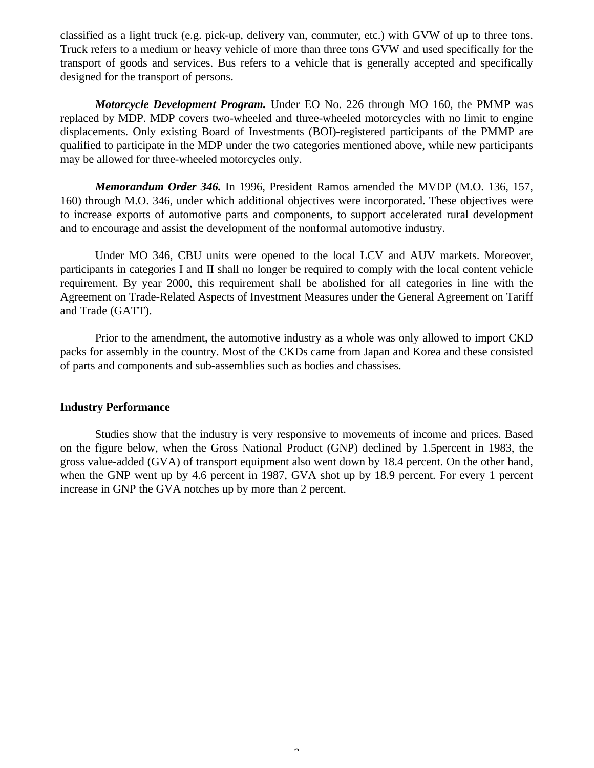classified as a light truck (e.g. pick-up, delivery van, commuter, etc.) with GVW of up to three tons. Truck refers to a medium or heavy vehicle of more than three tons GVW and used specifically for the transport of goods and services. Bus refers to a vehicle that is generally accepted and specifically designed for the transport of persons.

***Motorcycle Development Program.*** Under EO No. 226 through MO 160, the PMMP was replaced by MDP. MDP covers two-wheeled and three-wheeled motorcycles with no limit to engine displacements. Only existing Board of Investments (BOI)-registered participants of the PMMP are qualified to participate in the MDP under the two categories mentioned above, while new participants may be allowed for three-wheeled motorcycles only.

***Memorandum Order 346.*** In 1996, President Ramos amended the MVDP (M.O. 136, 157, 160) through M.O. 346, under which additional objectives were incorporated. These objectives were to increase exports of automotive parts and components, to support accelerated rural development and to encourage and assist the development of the nonformal automotive industry.

Under MO 346, CBU units were opened to the local LCV and AUV markets. Moreover, participants in categories I and II shall no longer be required to comply with the local content vehicle requirement. By year 2000, this requirement shall be abolished for all categories in line with the Agreement on Trade-Related Aspects of Investment Measures under the General Agreement on Tariff and Trade (GATT).

Prior to the amendment, the automotive industry as a whole was only allowed to import CKD packs for assembly in the country. Most of the CKDs came from Japan and Korea and these consisted of parts and components and sub-assemblies such as bodies and chassises.

**Industry Performance**

Studies show that the industry is very responsive to movements of income and prices. Based on the figure below, when the Gross National Product (GNP) declined by 1.5percent in 1983, the gross value-added (GVA) of transport equipment also went down by 18.4 percent. On the other hand, when the GNP went up by 4.6 percent in 1987, GVA shot up by 18.9 percent. For every 1 percent increase in GNP the GVA notches up by more than 2 percent.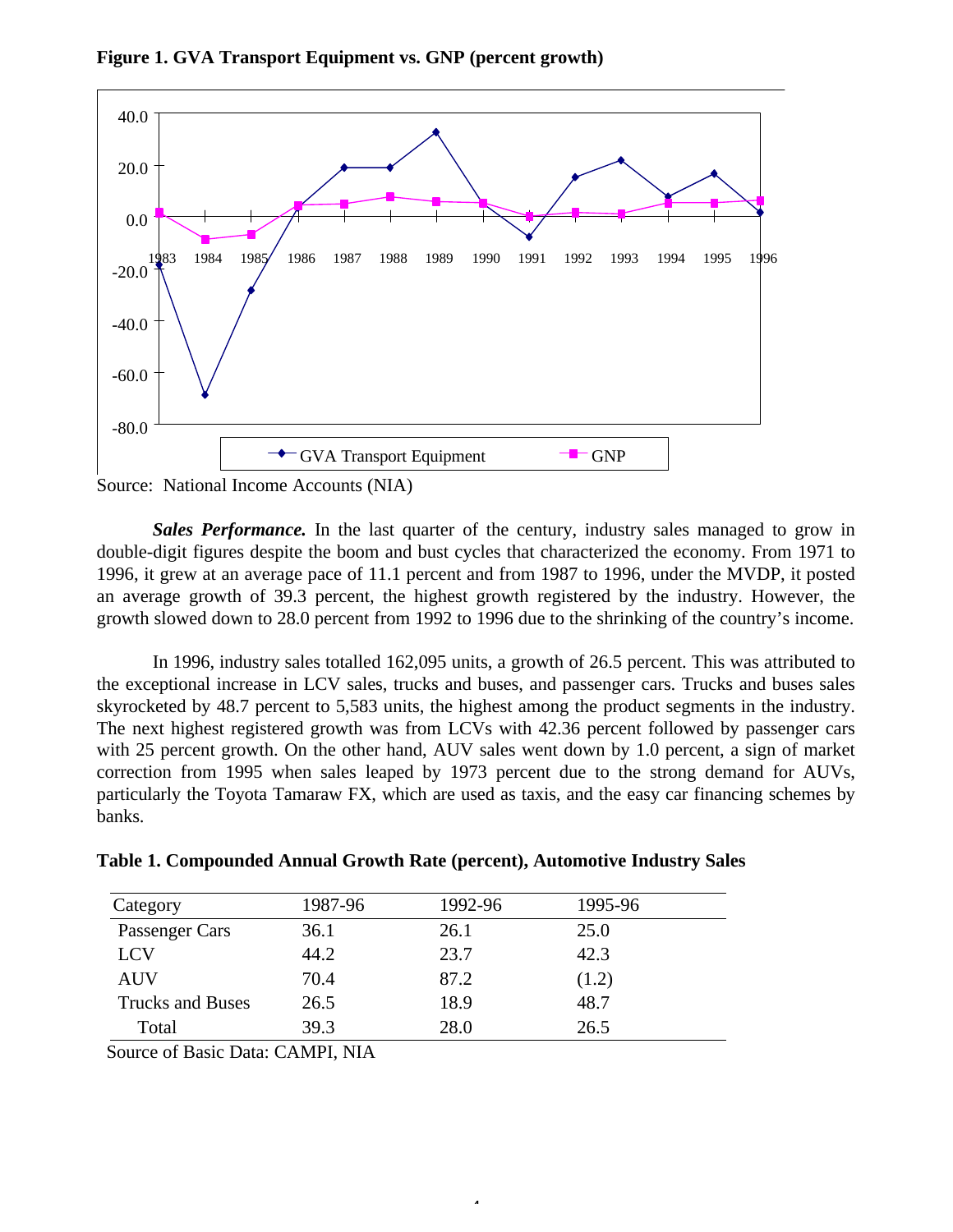**Figure 1. GVA Transport Equipment vs. GNP (percent growth)**

Source: National Income Accounts (NIA)

***Sales Performance.*** In the last quarter of the century, industry sales managed to grow in double-digit figures despite the boom and bust cycles that characterized the economy. From 1971 to 1996, it grew at an average pace of 11.1 percent and from 1987 to 1996, under the MVDP, it posted an average growth of 39.3 percent, the highest growth registered by the industry. However, the growth slowed down to 28.0 percent from 1992 to 1996 due to the shrinking of the country's income.

In 1996, industry sales totalled 162,095 units, a growth of 26.5 percent. This was attributed to the exceptional increase in LCV sales, trucks and buses, and passenger cars. Trucks and buses sales skyrocketed by 48.7 percent to 5,583 units, the highest among the product segments in the industry. The next highest registered growth was from LCVs with 42.36 percent followed by passenger cars with 25 percent growth. On the other hand, AUV sales went down by 1.0 percent, a sign of market correction from 1995 when sales leaped by 1973 percent due to the strong demand for AUVs, particularly the Toyota Tamaraw FX, which are used as taxis, and the easy car financing schemes by banks.

**Table 1. Compounded Annual Growth Rate (percent), Automotive Industry Sales**

| Category | 1987-96 | 1992-96 | 1995-96 |
|---|---|---|---|
| Passenger Cars | 36.1 | 26.1 | 25.0 |
| LCV | 44.2 | 23.7 | 42.3 |
| AUV | 70.4 | 87.2 | (1.2) |
| Trucks and Buses | 26.5 | 18.9 | 48.7 |
| Total | 39.3 | 28.0 | 26.5 |

Source of Basic Data: CAMPI, NIA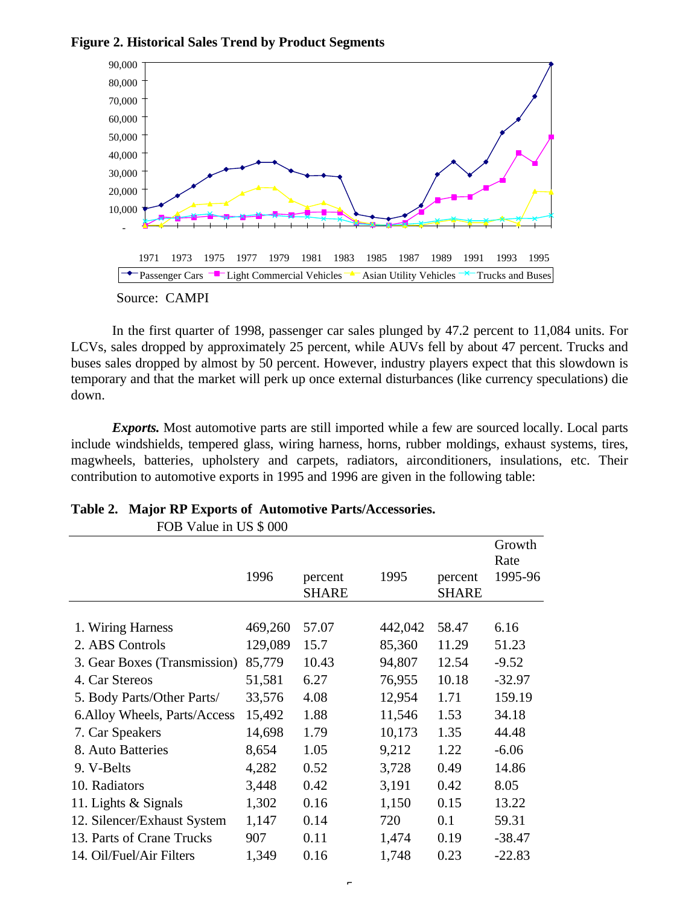**Figure 2. Historical Sales Trend by Product Segments**

Source: CAMPI

In the first quarter of 1998, passenger car sales plunged by 47.2 percent to 11,084 units. For LCVs, sales dropped by approximately 25 percent, while AUVs fell by about 47 percent. Trucks and buses sales dropped by almost by 50 percent. However, industry players expect that this slowdown is temporary and that the market will perk up once external disturbances (like currency speculations) die down.

***Exports.*** Most automotive parts are still imported while a few are sourced locally. Local parts include windshields, tempered glass, wiring harness, horns, rubber moldings, exhaust systems, tires, magwheels, batteries, upholstery and carpets, radiators, airconditioners, insulations, etc. Their contribution to automotive exports in 1995 and 1996 are given in the following table:

**Table 2. Major RP Exports of Automotive Parts/Accessories.**
FOB Value in US $ 000

| | 1996 | percent SHARE | 1995 | percent SHARE | Growth Rate 1995-96 |
|---|---|---|---|---|---|
| 1. Wiring Harness | 469,260 | 57.07 | 442,042 | 58.47 | 6.16 |
| 2. ABS Controls | 129,089 | 15.7 | 85,360 | 11.29 | 51.23 |
| 3. Gear Boxes (Transmission) | 85,779 | 10.43 | 94,807 | 12.54 | -9.52 |
| 4. Car Stereos | 51,581 | 6.27 | 76,955 | 10.18 | -32.97 |
| 5. Body Parts/Other Parts/ | 33,576 | 4.08 | 12,954 | 1.71 | 159.19 |
| 6.Alloy Wheels, Parts/Access | 15,492 | 1.88 | 11,546 | 1.53 | 34.18 |
| 7. Car Speakers | 14,698 | 1.79 | 10,173 | 1.35 | 44.48 |
| 8. Auto Batteries | 8,654 | 1.05 | 9,212 | 1.22 | -6.06 |
| 9. V-Belts | 4,282 | 0.52 | 3,728 | 0.49 | 14.86 |
| 10. Radiators | 3,448 | 0.42 | 3,191 | 0.42 | 8.05 |
| 11. Lights & Signals | 1,302 | 0.16 | 1,150 | 0.15 | 13.22 |
| 12. Silencer/Exhaust System | 1,147 | 0.14 | 720 | 0.1 | 59.31 |
| 13. Parts of Crane Trucks | 907 | 0.11 | 1,474 | 0.19 | -38.47 |
| 14. Oil/Fuel/Air Filters | 1,349 | 0.16 | 1,748 | 0.23 | -22.83 |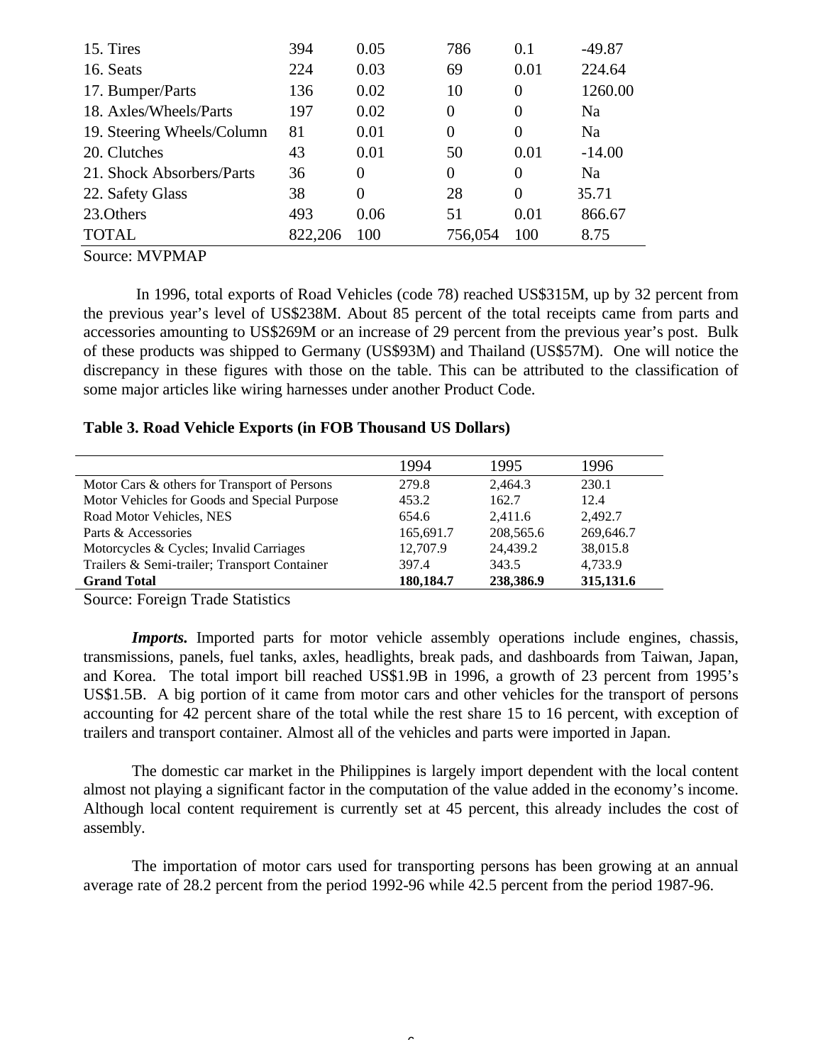| | | | | | |
|---|---|---|---|---|---|
| 15. Tires | 394 | 0.05 | 786 | 0.1 | -49.87 |
| 16. Seats | 224 | 0.03 | 69 | 0.01 | 224.64 |
| 17. Bumper/Parts | 136 | 0.02 | 10 | 0 | 1260.00 |
| 18. Axles/Wheels/Parts | 197 | 0.02 | 0 | 0 | Na |
| 19. Steering Wheels/Column | 81 | 0.01 | 0 | 0 | Na |
| 20. Clutches | 43 | 0.01 | 50 | 0.01 | -14.00 |
| 21. Shock Absorbers/Parts | 36 | 0 | 0 | 0 | Na |
| 22. Safety Glass | 38 | 0 | 28 | 0 | 35.71 |
| 23.Others | 493 | 0.06 | 51 | 0.01 | 866.67 |
| TOTAL | 822,206 | 100 | 756,054 | 100 | 8.75 |

Source: MVPMAP

In 1996, total exports of Road Vehicles (code 78) reached US$315M, up by 32 percent from the previous year's level of US$238M. About 85 percent of the total receipts came from parts and accessories amounting to US$269M or an increase of 29 percent from the previous year's post. Bulk of these products was shipped to Germany (US$93M) and Thailand (US$57M). One will notice the discrepancy in these figures with those on the table. This can be attributed to the classification of some major articles like wiring harnesses under another Product Code.

**Table 3. Road Vehicle Exports (in FOB Thousand US Dollars)**

| | 1994 | 1995 | 1996 |
|---|---|---|---|
| Motor Cars & others for Transport of Persons | 279.8 | 2,464.3 | 230.1 |
| Motor Vehicles for Goods and Special Purpose | 453.2 | 162.7 | 12.4 |
| Road Motor Vehicles, NES | 654.6 | 2,411.6 | 2,492.7 |
| Parts & Accessories | 165,691.7 | 208,565.6 | 269,646.7 |
| Motorcycles & Cycles; Invalid Carriages | 12,707.9 | 24,439.2 | 38,015.8 |
| Trailers & Semi-trailer; Transport Container | 397.4 | 343.5 | 4,733.9 |
| **Grand Total** | **180,184.7** | **238,386.9** | **315,131.6** |

Source: Foreign Trade Statistics

***Imports.*** Imported parts for motor vehicle assembly operations include engines, chassis, transmissions, panels, fuel tanks, axles, headlights, break pads, and dashboards from Taiwan, Japan, and Korea. The total import bill reached US$1.9B in 1996, a growth of 23 percent from 1995's US$1.5B. A big portion of it came from motor cars and other vehicles for the transport of persons accounting for 42 percent share of the total while the rest share 15 to 16 percent, with exception of trailers and transport container. Almost all of the vehicles and parts were imported in Japan.

The domestic car market in the Philippines is largely import dependent with the local content almost not playing a significant factor in the computation of the value added in the economy's income. Although local content requirement is currently set at 45 percent, this already includes the cost of assembly.

The importation of motor cars used for transporting persons has been growing at an annual average rate of 28.2 percent from the period 1992-96 while 42.5 percent from the period 1987-96.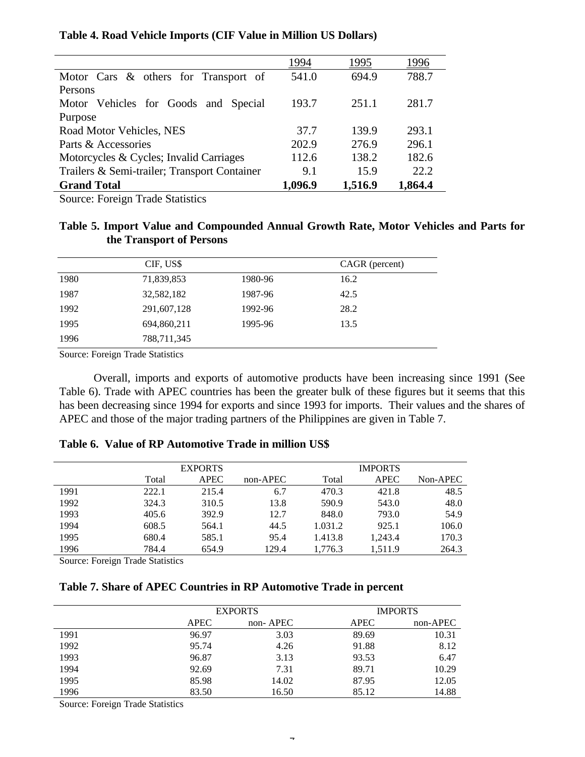**Table 4. Road Vehicle Imports (CIF Value in Million US Dollars)**

| | 1994 | 1995 | 1996 |
|---|---|---|---|
| Motor Cars & others for Transport of Persons | 541.0 | 694.9 | 788.7 |
| Motor Vehicles for Goods and Special Purpose | 193.7 | 251.1 | 281.7 |
| Road Motor Vehicles, NES | 37.7 | 139.9 | 293.1 |
| Parts & Accessories | 202.9 | 276.9 | 296.1 |
| Motorcycles & Cycles; Invalid Carriages | 112.6 | 138.2 | 182.6 |
| Trailers & Semi-trailer; Transport Container | 9.1 | 15.9 | 22.2 |
| **Grand Total** | **1,096.9** | **1,516.9** | **1,864.4** |

Source: Foreign Trade Statistics

**Table 5. Import Value and Compounded Annual Growth Rate, Motor Vehicles and Parts for the Transport of Persons**

| | CIF, US$ | | CAGR (percent) |
|---|---|---|---|
| 1980 | 71,839,853 | 1980-96 | 16.2 |
| 1987 | 32,582,182 | 1987-96 | 42.5 |
| 1992 | 291,607,128 | 1992-96 | 28.2 |
| 1995 | 694,860,211 | 1995-96 | 13.5 |
| 1996 | 788,711,345 | | |

Source: Foreign Trade Statistics

Overall, imports and exports of automotive products have been increasing since 1991 (See Table 6). Trade with APEC countries has been the greater bulk of these figures but it seems that this has been decreasing since 1994 for exports and since 1993 for imports. Their values and the shares of APEC and those of the major trading partners of the Philippines are given in Table 7.

**Table 6. Value of RP Automotive Trade in million US$**

| | EXPORTS | | | IMPORTS | | |
|---|---|---|---|---|---|---|
| | Total | APEC | non-APEC | Total | APEC | Non-APEC |
| 1991 | 222.1 | 215.4 | 6.7 | 470.3 | 421.8 | 48.5 |
| 1992 | 324.3 | 310.5 | 13.8 | 590.9 | 543.0 | 48.0 |
| 1993 | 405.6 | 392.9 | 12.7 | 848.0 | 793.0 | 54.9 |
| 1994 | 608.5 | 564.1 | 44.5 | 1.031.2 | 925.1 | 106.0 |
| 1995 | 680.4 | 585.1 | 95.4 | 1.413.8 | 1,243.4 | 170.3 |
| 1996 | 784.4 | 654.9 | 129.4 | 1,776.3 | 1,511.9 | 264.3 |

Source: Foreign Trade Statistics

**Table 7. Share of APEC Countries in RP Automotive Trade in percent**

| | EXPORTS | | IMPORTS | |
|---|---|---|---|---|
| | APEC | non- APEC | APEC | non-APEC |
| 1991 | 96.97 | 3.03 | 89.69 | 10.31 |
| 1992 | 95.74 | 4.26 | 91.88 | 8.12 |
| 1993 | 96.87 | 3.13 | 93.53 | 6.47 |
| 1994 | 92.69 | 7.31 | 89.71 | 10.29 |
| 1995 | 85.98 | 14.02 | 87.95 | 12.05 |
| 1996 | 83.50 | 16.50 | 85.12 | 14.88 |

Source: Foreign Trade Statistics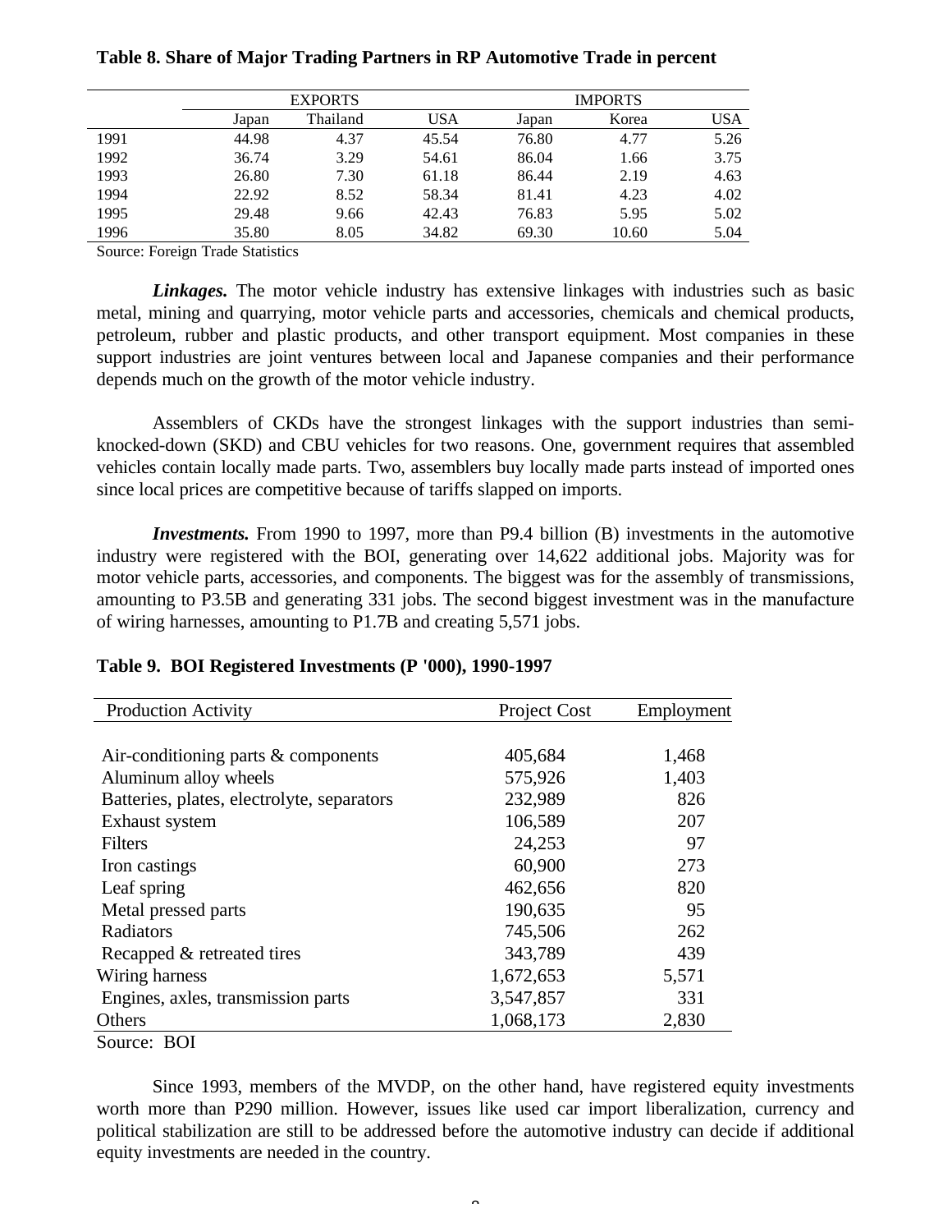**Table 8. Share of Major Trading Partners in RP Automotive Trade in percent**

| | EXPORTS | | | IMPORTS | | |
|---|---|---|---|---|---|---|
| | Japan | Thailand | USA | Japan | Korea | USA |
| 1991 | 44.98 | 4.37 | 45.54 | 76.80 | 4.77 | 5.26 |
| 1992 | 36.74 | 3.29 | 54.61 | 86.04 | 1.66 | 3.75 |
| 1993 | 26.80 | 7.30 | 61.18 | 86.44 | 2.19 | 4.63 |
| 1994 | 22.92 | 8.52 | 58.34 | 81.41 | 4.23 | 4.02 |
| 1995 | 29.48 | 9.66 | 42.43 | 76.83 | 5.95 | 5.02 |
| 1996 | 35.80 | 8.05 | 34.82 | 69.30 | 10.60 | 5.04 |

Source: Foreign Trade Statistics

***Linkages.*** The motor vehicle industry has extensive linkages with industries such as basic metal, mining and quarrying, motor vehicle parts and accessories, chemicals and chemical products, petroleum, rubber and plastic products, and other transport equipment. Most companies in these support industries are joint ventures between local and Japanese companies and their performance depends much on the growth of the motor vehicle industry.

Assemblers of CKDs have the strongest linkages with the support industries than semi-knocked-down (SKD) and CBU vehicles for two reasons. One, government requires that assembled vehicles contain locally made parts. Two, assemblers buy locally made parts instead of imported ones since local prices are competitive because of tariffs slapped on imports.

***Investments.*** From 1990 to 1997, more than P9.4 billion (B) investments in the automotive industry were registered with the BOI, generating over 14,622 additional jobs. Majority was for motor vehicle parts, accessories, and components. The biggest was for the assembly of transmissions, amounting to P3.5B and generating 331 jobs. The second biggest investment was in the manufacture of wiring harnesses, amounting to P1.7B and creating 5,571 jobs.

**Table 9. BOI Registered Investments (P '000), 1990-1997**

| Production Activity | Project Cost | Employment |
|---|---|---|
| Air-conditioning parts & components | 405,684 | 1,468 |
| Aluminum alloy wheels | 575,926 | 1,403 |
| Batteries, plates, electrolyte, separators | 232,989 | 826 |
| Exhaust system | 106,589 | 207 |
| Filters | 24,253 | 97 |
| Iron castings | 60,900 | 273 |
| Leaf spring | 462,656 | 820 |
| Metal pressed parts | 190,635 | 95 |
| Radiators | 745,506 | 262 |
| Recapped & retreated tires | 343,789 | 439 |
| Wiring harness | 1,672,653 | 5,571 |
| Engines, axles, transmission parts | 3,547,857 | 331 |
| Others | 1,068,173 | 2,830 |

Source: BOI

Since 1993, members of the MVDP, on the other hand, have registered equity investments worth more than P290 million. However, issues like used car import liberalization, currency and political stabilization are still to be addressed before the automotive industry can decide if additional equity investments are needed in the country.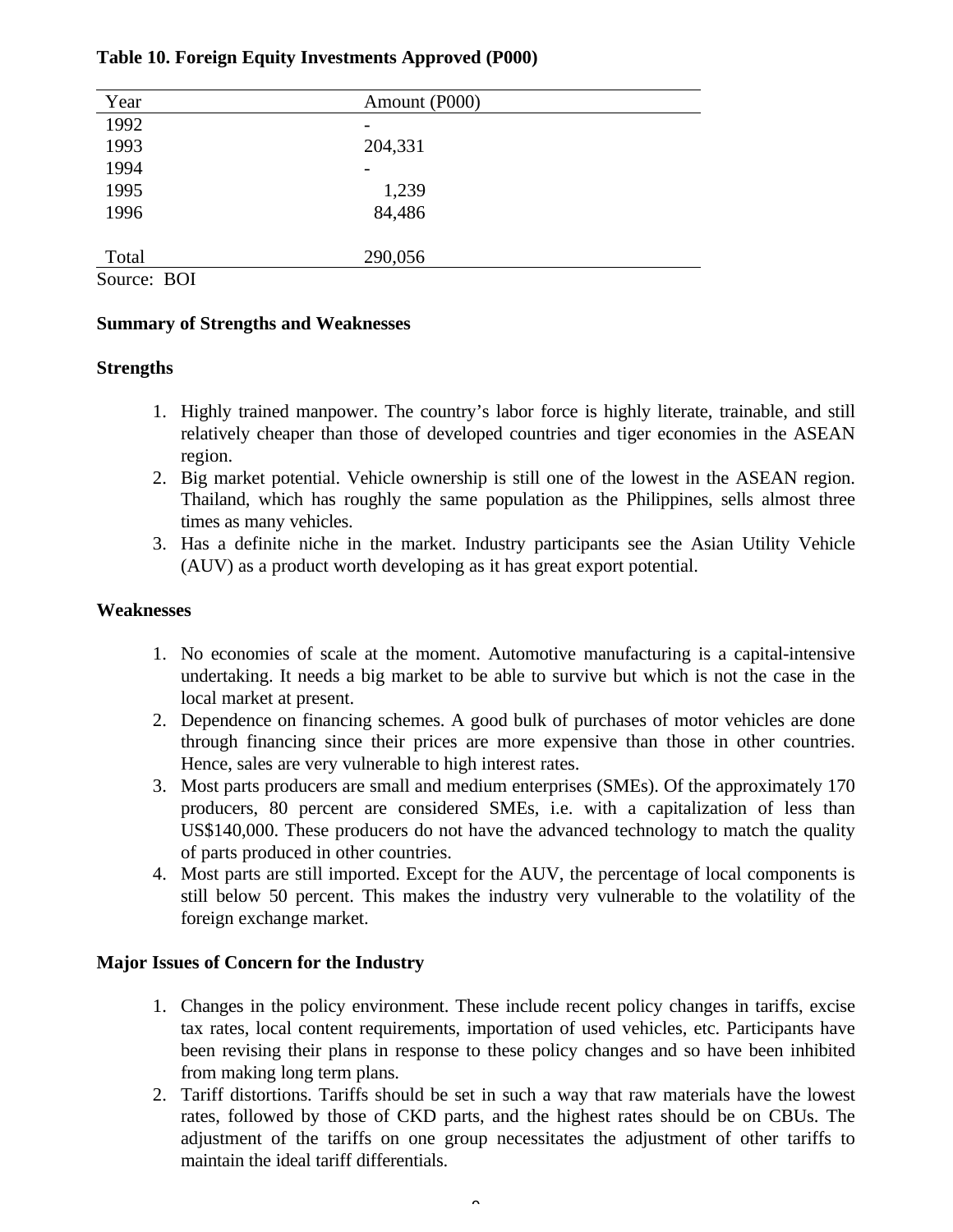**Table 10. Foreign Equity Investments Approved (P000)**

| Year | Amount (P000) |
|---|---|
| 1992 | - |
| 1993 | 204,331 |
| 1994 | - |
| 1995 | 1,239 |
| 1996 | 84,486 |
| | |
| Total | 290,056 |

Source: BOI

**Summary of Strengths and Weaknesses**

**Strengths**

1. Highly trained manpower. The country's labor force is highly literate, trainable, and still relatively cheaper than those of developed countries and tiger economies in the ASEAN region.
2. Big market potential. Vehicle ownership is still one of the lowest in the ASEAN region. Thailand, which has roughly the same population as the Philippines, sells almost three times as many vehicles.
3. Has a definite niche in the market. Industry participants see the Asian Utility Vehicle (AUV) as a product worth developing as it has great export potential.

**Weaknesses**

1. No economies of scale at the moment. Automotive manufacturing is a capital-intensive undertaking. It needs a big market to be able to survive but which is not the case in the local market at present.
2. Dependence on financing schemes. A good bulk of purchases of motor vehicles are done through financing since their prices are more expensive than those in other countries. Hence, sales are very vulnerable to high interest rates.
3. Most parts producers are small and medium enterprises (SMEs). Of the approximately 170 producers, 80 percent are considered SMEs, i.e. with a capitalization of less than US$140,000. These producers do not have the advanced technology to match the quality of parts produced in other countries.
4. Most parts are still imported. Except for the AUV, the percentage of local components is still below 50 percent. This makes the industry very vulnerable to the volatility of the foreign exchange market.

**Major Issues of Concern for the Industry**

1. Changes in the policy environment. These include recent policy changes in tariffs, excise tax rates, local content requirements, importation of used vehicles, etc. Participants have been revising their plans in response to these policy changes and so have been inhibited from making long term plans.
2. Tariff distortions. Tariffs should be set in such a way that raw materials have the lowest rates, followed by those of CKD parts, and the highest rates should be on CBUs. The adjustment of the tariffs on one group necessitates the adjustment of other tariffs to maintain the ideal tariff differentials.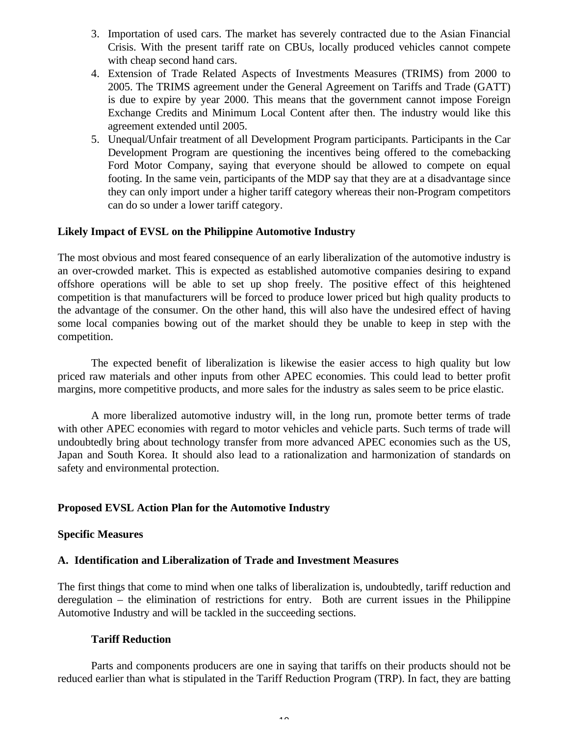3. Importation of used cars. The market has severely contracted due to the Asian Financial Crisis. With the present tariff rate on CBUs, locally produced vehicles cannot compete with cheap second hand cars.
4. Extension of Trade Related Aspects of Investments Measures (TRIMS) from 2000 to 2005. The TRIMS agreement under the General Agreement on Tariffs and Trade (GATT) is due to expire by year 2000. This means that the government cannot impose Foreign Exchange Credits and Minimum Local Content after then. The industry would like this agreement extended until 2005.
5. Unequal/Unfair treatment of all Development Program participants. Participants in the Car Development Program are questioning the incentives being offered to the comebacking Ford Motor Company, saying that everyone should be allowed to compete on equal footing. In the same vein, participants of the MDP say that they are at a disadvantage since they can only import under a higher tariff category whereas their non-Program competitors can do so under a lower tariff category.

**Likely Impact of EVSL on the Philippine Automotive Industry**

The most obvious and most feared consequence of an early liberalization of the automotive industry is an over-crowded market. This is expected as established automotive companies desiring to expand offshore operations will be able to set up shop freely. The positive effect of this heightened competition is that manufacturers will be forced to produce lower priced but high quality products to the advantage of the consumer. On the other hand, this will also have the undesired effect of having some local companies bowing out of the market should they be unable to keep in step with the competition.

The expected benefit of liberalization is likewise the easier access to high quality but low priced raw materials and other inputs from other APEC economies. This could lead to better profit margins, more competitive products, and more sales for the industry as sales seem to be price elastic.

A more liberalized automotive industry will, in the long run, promote better terms of trade with other APEC economies with regard to motor vehicles and vehicle parts. Such terms of trade will undoubtedly bring about technology transfer from more advanced APEC economies such as the US, Japan and South Korea. It should also lead to a rationalization and harmonization of standards on safety and environmental protection.

**Proposed EVSL Action Plan for the Automotive Industry**

**Specific Measures**

**A. Identification and Liberalization of Trade and Investment Measures**

The first things that come to mind when one talks of liberalization is, undoubtedly, tariff reduction and deregulation – the elimination of restrictions for entry. Both are current issues in the Philippine Automotive Industry and will be tackled in the succeeding sections.

**Tariff Reduction**

Parts and components producers are one in saying that tariffs on their products should not be reduced earlier than what is stipulated in the Tariff Reduction Program (TRP). In fact, they are batting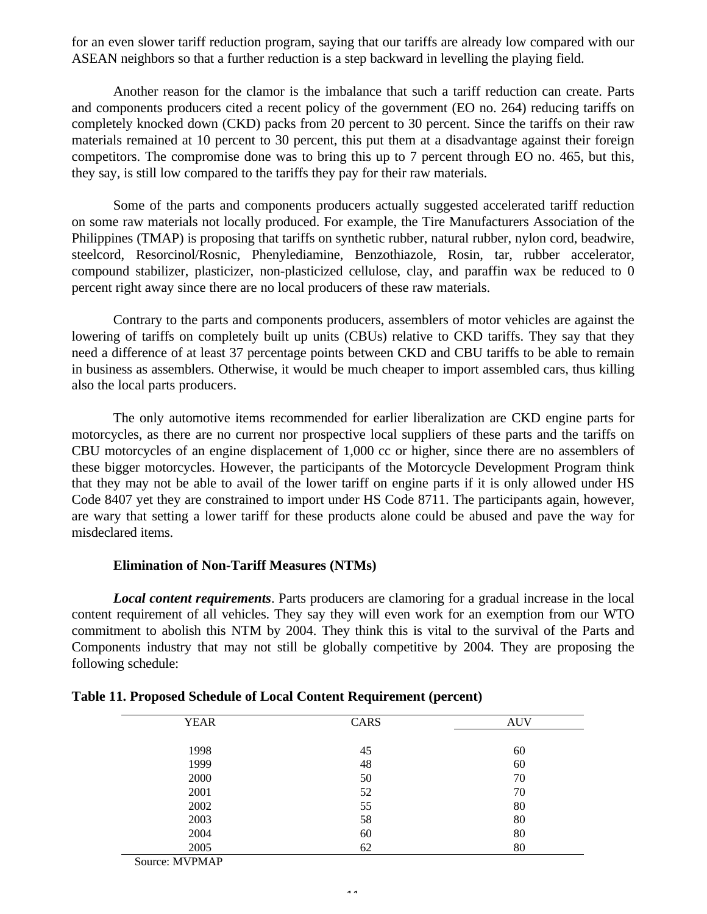for an even slower tariff reduction program, saying that our tariffs are already low compared with our ASEAN neighbors so that a further reduction is a step backward in levelling the playing field.

Another reason for the clamor is the imbalance that such a tariff reduction can create. Parts and components producers cited a recent policy of the government (EO no. 264) reducing tariffs on completely knocked down (CKD) packs from 20 percent to 30 percent. Since the tariffs on their raw materials remained at 10 percent to 30 percent, this put them at a disadvantage against their foreign competitors. The compromise done was to bring this up to 7 percent through EO no. 465, but this, they say, is still low compared to the tariffs they pay for their raw materials.

Some of the parts and components producers actually suggested accelerated tariff reduction on some raw materials not locally produced. For example, the Tire Manufacturers Association of the Philippines (TMAP) is proposing that tariffs on synthetic rubber, natural rubber, nylon cord, beadwire, steelcord, Resorcinol/Rosnic, Phenylediamine, Benzothiazole, Rosin, tar, rubber accelerator, compound stabilizer, plasticizer, non-plasticized cellulose, clay, and paraffin wax be reduced to 0 percent right away since there are no local producers of these raw materials.

Contrary to the parts and components producers, assemblers of motor vehicles are against the lowering of tariffs on completely built up units (CBUs) relative to CKD tariffs. They say that they need a difference of at least 37 percentage points between CKD and CBU tariffs to be able to remain in business as assemblers. Otherwise, it would be much cheaper to import assembled cars, thus killing also the local parts producers.

The only automotive items recommended for earlier liberalization are CKD engine parts for motorcycles, as there are no current nor prospective local suppliers of these parts and the tariffs on CBU motorcycles of an engine displacement of 1,000 cc or higher, since there are no assemblers of these bigger motorcycles. However, the participants of the Motorcycle Development Program think that they may not be able to avail of the lower tariff on engine parts if it is only allowed under HS Code 8407 yet they are constrained to import under HS Code 8711. The participants again, however, are wary that setting a lower tariff for these products alone could be abused and pave the way for misdeclared items.

**Elimination of Non-Tariff Measures (NTMs)**

***Local content requirements***. Parts producers are clamoring for a gradual increase in the local content requirement of all vehicles. They say they will even work for an exemption from our WTO commitment to abolish this NTM by 2004. They think this is vital to the survival of the Parts and Components industry that may not still be globally competitive by 2004. They are proposing the following schedule:

**Table 11. Proposed Schedule of Local Content Requirement (percent)**

| YEAR | CARS | AUV |
|---|---|---|
| 1998 | 45 | 60 |
| 1999 | 48 | 60 |
| 2000 | 50 | 70 |
| 2001 | 52 | 70 |
| 2002 | 55 | 80 |
| 2003 | 58 | 80 |
| 2004 | 60 | 80 |
| 2005 | 62 | 80 |

Source: MVPMAP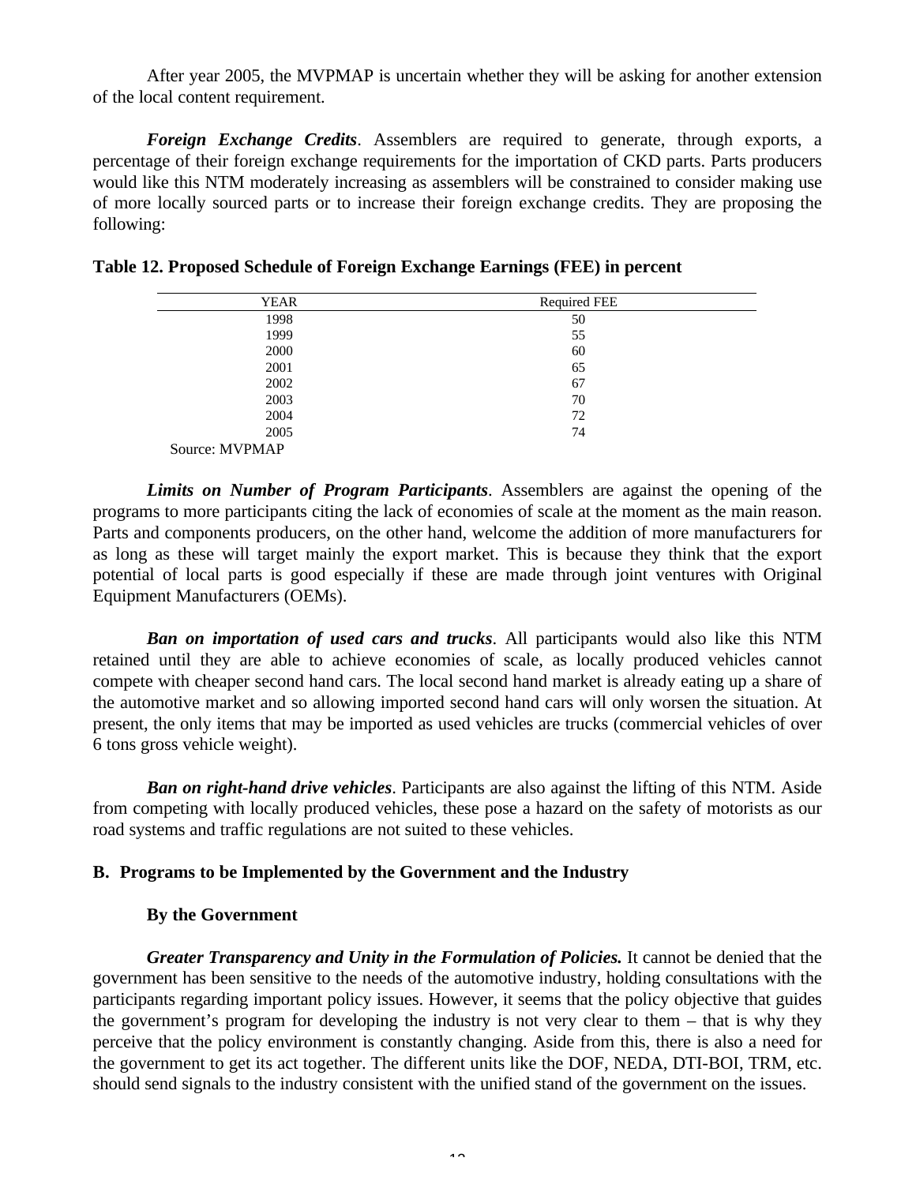After year 2005, the MVPMAP is uncertain whether they will be asking for another extension of the local content requirement.

***Foreign Exchange Credits***. Assemblers are required to generate, through exports, a percentage of their foreign exchange requirements for the importation of CKD parts. Parts producers would like this NTM moderately increasing as assemblers will be constrained to consider making use of more locally sourced parts or to increase their foreign exchange credits. They are proposing the following:

**Table 12. Proposed Schedule of Foreign Exchange Earnings (FEE) in percent**

| YEAR | Required FEE |
|---|---|
| 1998 | 50 |
| 1999 | 55 |
| 2000 | 60 |
| 2001 | 65 |
| 2002 | 67 |
| 2003 | 70 |
| 2004 | 72 |
| 2005 | 74 |

Source: MVPMAP

***Limits on Number of Program Participants***. Assemblers are against the opening of the programs to more participants citing the lack of economies of scale at the moment as the main reason. Parts and components producers, on the other hand, welcome the addition of more manufacturers for as long as these will target mainly the export market. This is because they think that the export potential of local parts is good especially if these are made through joint ventures with Original Equipment Manufacturers (OEMs).

***Ban on importation of used cars and trucks***. All participants would also like this NTM retained until they are able to achieve economies of scale, as locally produced vehicles cannot compete with cheaper second hand cars. The local second hand market is already eating up a share of the automotive market and so allowing imported second hand cars will only worsen the situation. At present, the only items that may be imported as used vehicles are trucks (commercial vehicles of over 6 tons gross vehicle weight).

***Ban on right-hand drive vehicles***. Participants are also against the lifting of this NTM. Aside from competing with locally produced vehicles, these pose a hazard on the safety of motorists as our road systems and traffic regulations are not suited to these vehicles.

### B. Programs to be Implemented by the Government and the Industry

**By the Government**

***Greater Transparency and Unity in the Formulation of Policies.*** It cannot be denied that the government has been sensitive to the needs of the automotive industry, holding consultations with the participants regarding important policy issues. However, it seems that the policy objective that guides the government's program for developing the industry is not very clear to them – that is why they perceive that the policy environment is constantly changing. Aside from this, there is also a need for the government to get its act together. The different units like the DOF, NEDA, DTI-BOI, TRM, etc. should send signals to the industry consistent with the unified stand of the government on the issues.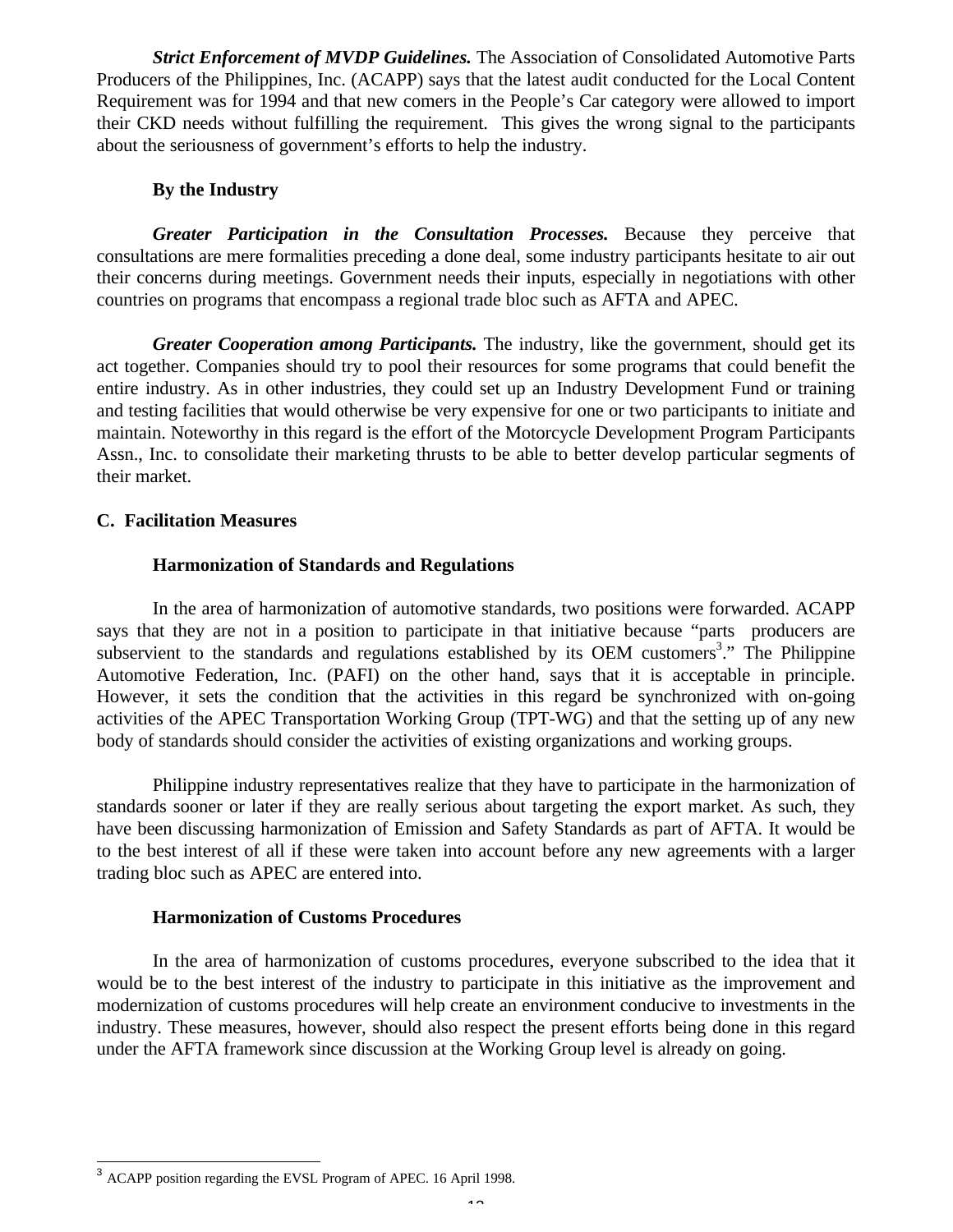***Strict Enforcement of MVDP Guidelines.*** The Association of Consolidated Automotive Parts Producers of the Philippines, Inc. (ACAPP) says that the latest audit conducted for the Local Content Requirement was for 1994 and that new comers in the People's Car category were allowed to import their CKD needs without fulfilling the requirement. This gives the wrong signal to the participants about the seriousness of government's efforts to help the industry.

**By the Industry**

***Greater Participation in the Consultation Processes.*** Because they perceive that consultations are mere formalities preceding a done deal, some industry participants hesitate to air out their concerns during meetings. Government needs their inputs, especially in negotiations with other countries on programs that encompass a regional trade bloc such as AFTA and APEC.

***Greater Cooperation among Participants.*** The industry, like the government, should get its act together. Companies should try to pool their resources for some programs that could benefit the entire industry. As in other industries, they could set up an Industry Development Fund or training and testing facilities that would otherwise be very expensive for one or two participants to initiate and maintain. Noteworthy in this regard is the effort of the Motorcycle Development Program Participants Assn., Inc. to consolidate their marketing thrusts to be able to better develop particular segments of their market.

## C. Facilitation Measures

### Harmonization of Standards and Regulations

In the area of harmonization of automotive standards, two positions were forwarded. ACAPP says that they are not in a position to participate in that initiative because "parts producers are subservient to the standards and regulations established by its OEM customers[3]." The Philippine Automotive Federation, Inc. (PAFI) on the other hand, says that it is acceptable in principle. However, it sets the condition that the activities in this regard be synchronized with on-going activities of the APEC Transportation Working Group (TPT-WG) and that the setting up of any new body of standards should consider the activities of existing organizations and working groups.

Philippine industry representatives realize that they have to participate in the harmonization of standards sooner or later if they are really serious about targeting the export market. As such, they have been discussing harmonization of Emission and Safety Standards as part of AFTA. It would be to the best interest of all if these were taken into account before any new agreements with a larger trading bloc such as APEC are entered into.

### Harmonization of Customs Procedures

In the area of harmonization of customs procedures, everyone subscribed to the idea that it would be to the best interest of the industry to participate in this initiative as the improvement and modernization of customs procedures will help create an environment conducive to investments in the industry. These measures, however, should also respect the present efforts being done in this regard under the AFTA framework since discussion at the Working Group level is already on going.

---

[3] ACAPP position regarding the EVSL Program of APEC. 16 April 1998.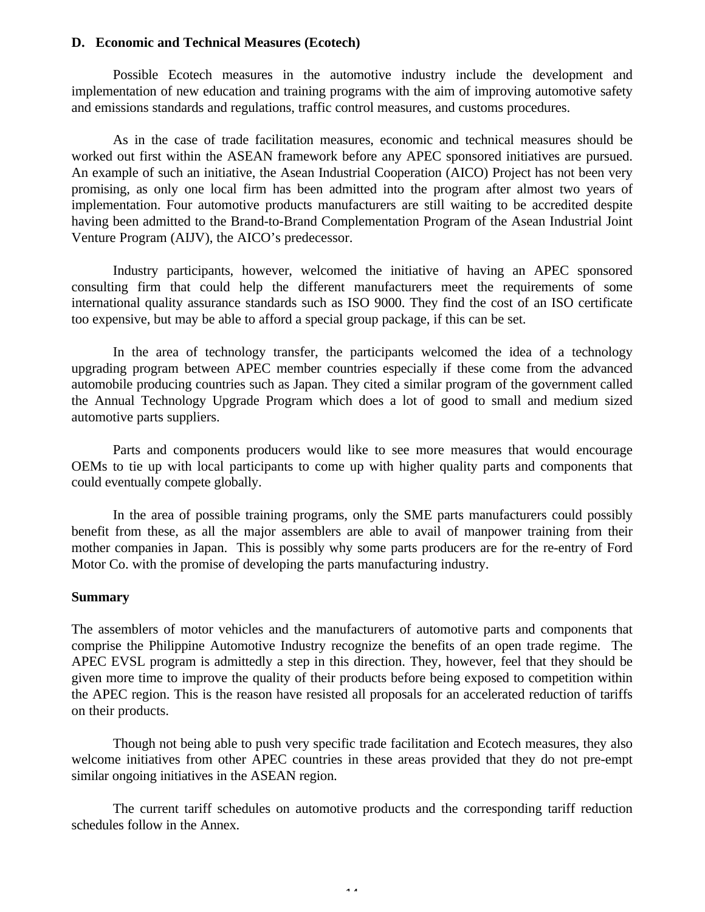### D. Economic and Technical Measures (Ecotech)

Possible Ecotech measures in the automotive industry include the development and implementation of new education and training programs with the aim of improving automotive safety and emissions standards and regulations, traffic control measures, and customs procedures.

As in the case of trade facilitation measures, economic and technical measures should be worked out first within the ASEAN framework before any APEC sponsored initiatives are pursued. An example of such an initiative, the Asean Industrial Cooperation (AICO) Project has not been very promising, as only one local firm has been admitted into the program after almost two years of implementation. Four automotive products manufacturers are still waiting to be accredited despite having been admitted to the Brand-to-Brand Complementation Program of the Asean Industrial Joint Venture Program (AIJV), the AICO's predecessor.

Industry participants, however, welcomed the initiative of having an APEC sponsored consulting firm that could help the different manufacturers meet the requirements of some international quality assurance standards such as ISO 9000. They find the cost of an ISO certificate too expensive, but may be able to afford a special group package, if this can be set.

In the area of technology transfer, the participants welcomed the idea of a technology upgrading program between APEC member countries especially if these come from the advanced automobile producing countries such as Japan. They cited a similar program of the government called the Annual Technology Upgrade Program which does a lot of good to small and medium sized automotive parts suppliers.

Parts and components producers would like to see more measures that would encourage OEMs to tie up with local participants to come up with higher quality parts and components that could eventually compete globally.

In the area of possible training programs, only the SME parts manufacturers could possibly benefit from these, as all the major assemblers are able to avail of manpower training from their mother companies in Japan. This is possibly why some parts producers are for the re-entry of Ford Motor Co. with the promise of developing the parts manufacturing industry.

**Summary**

The assemblers of motor vehicles and the manufacturers of automotive parts and components that comprise the Philippine Automotive Industry recognize the benefits of an open trade regime. The APEC EVSL program is admittedly a step in this direction. They, however, feel that they should be given more time to improve the quality of their products before being exposed to competition within the APEC region. This is the reason have resisted all proposals for an accelerated reduction of tariffs on their products.

Though not being able to push very specific trade facilitation and Ecotech measures, they also welcome initiatives from other APEC countries in these areas provided that they do not pre-empt similar ongoing initiatives in the ASEAN region.

The current tariff schedules on automotive products and the corresponding tariff reduction schedules follow in the Annex.